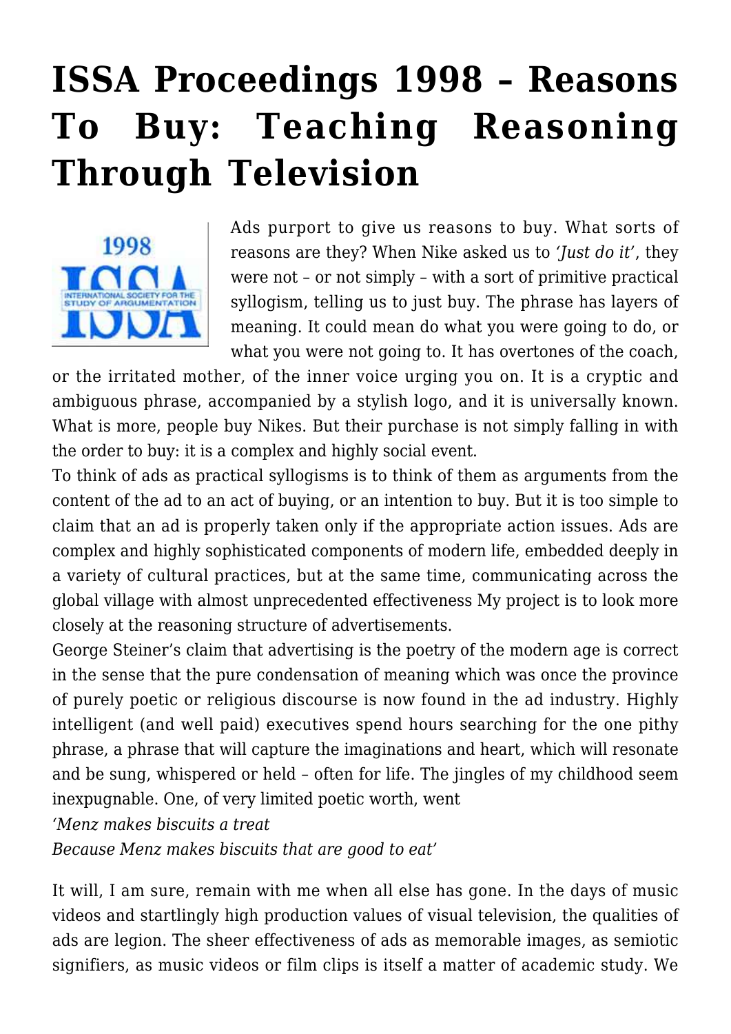# ISSA Proceedings 1998 – Reasons To Buy: Teaching Reasoning Through Television

Ads purport to give us reasons to buy. What sorts of reasons are they? When Nike asked us to *'Just do it'*, they were not – or not simply – with a sort of primitive practical syllogism, telling us to just buy. The phrase has layers of meaning. It could mean do what you were going to do, or what you were not going to. It has overtones of the coach, or the irritated mother, of the inner voice urging you on. It is a cryptic and ambiguous phrase, accompanied by a stylish logo, and it is universally known. What is more, people buy Nikes. But their purchase is not simply falling in with the order to buy: it is a complex and highly social event.

To think of ads as practical syllogisms is to think of them as arguments from the content of the ad to an act of buying, or an intention to buy. But it is too simple to claim that an ad is properly taken only if the appropriate action issues. Ads are complex and highly sophisticated components of modern life, embedded deeply in a variety of cultural practices, but at the same time, communicating across the global village with almost unprecedented effectiveness My project is to look more closely at the reasoning structure of advertisements.

George Steiner's claim that advertising is the poetry of the modern age is correct in the sense that the pure condensation of meaning which was once the province of purely poetic or religious discourse is now found in the ad industry. Highly intelligent (and well paid) executives spend hours searching for the one pithy phrase, a phrase that will capture the imaginations and heart, which will resonate and be sung, whispered or held – often for life. The jingles of my childhood seem inexpugnable. One, of very limited poetic worth, went

*'Menz makes biscuits a treat*
*Because Menz makes biscuits that are good to eat'*

It will, I am sure, remain with me when all else has gone. In the days of music videos and startlingly high production values of visual television, the qualities of ads are legion. The sheer effectiveness of ads as memorable images, as semiotic signifiers, as music videos or film clips is itself a matter of academic study. We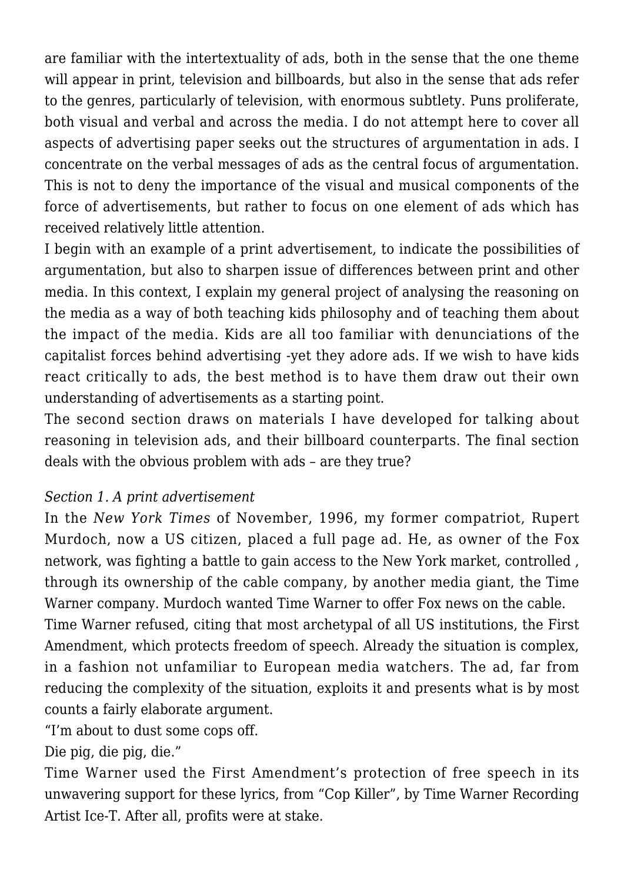are familiar with the intertextuality of ads, both in the sense that the one theme will appear in print, television and billboards, but also in the sense that ads refer to the genres, particularly of television, with enormous subtlety. Puns proliferate, both visual and verbal and across the media. I do not attempt here to cover all aspects of advertising paper seeks out the structures of argumentation in ads. I concentrate on the verbal messages of ads as the central focus of argumentation. This is not to deny the importance of the visual and musical components of the force of advertisements, but rather to focus on one element of ads which has received relatively little attention.

I begin with an example of a print advertisement, to indicate the possibilities of argumentation, but also to sharpen issue of differences between print and other media. In this context, I explain my general project of analysing the reasoning on the media as a way of both teaching kids philosophy and of teaching them about the impact of the media. Kids are all too familiar with denunciations of the capitalist forces behind advertising -yet they adore ads. If we wish to have kids react critically to ads, the best method is to have them draw out their own understanding of advertisements as a starting point.

The second section draws on materials I have developed for talking about reasoning in television ads, and their billboard counterparts. The final section deals with the obvious problem with ads – are they true?

*Section 1. A print advertisement*

In the *New York Times* of November, 1996, my former compatriot, Rupert Murdoch, now a US citizen, placed a full page ad. He, as owner of the Fox network, was fighting a battle to gain access to the New York market, controlled , through its ownership of the cable company, by another media giant, the Time Warner company. Murdoch wanted Time Warner to offer Fox news on the cable.

Time Warner refused, citing that most archetypal of all US institutions, the First Amendment, which protects freedom of speech. Already the situation is complex, in a fashion not unfamiliar to European media watchers. The ad, far from reducing the complexity of the situation, exploits it and presents what is by most counts a fairly elaborate argument.

"I'm about to dust some cops off.

Die pig, die pig, die."

Time Warner used the First Amendment's protection of free speech in its unwavering support for these lyrics, from "Cop Killer", by Time Warner Recording Artist Ice-T. After all, profits were at stake.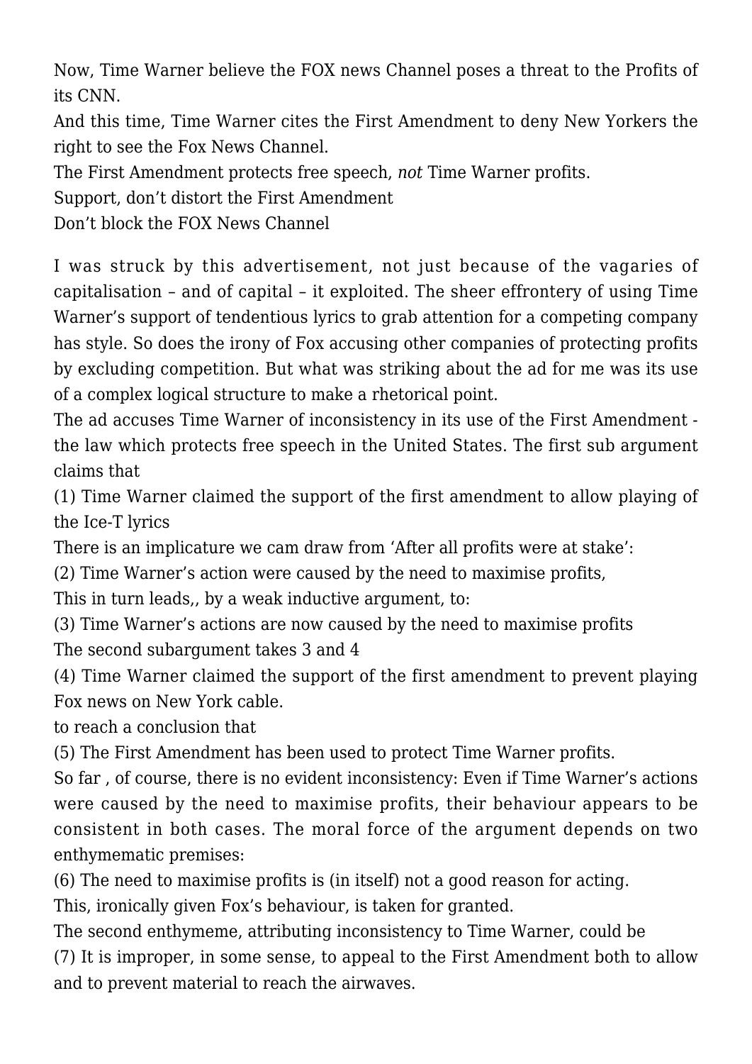Now, Time Warner believe the FOX news Channel poses a threat to the Profits of its CNN.

And this time, Time Warner cites the First Amendment to deny New Yorkers the right to see the Fox News Channel.

The First Amendment protects free speech, *not* Time Warner profits.

Support, don't distort the First Amendment

Don't block the FOX News Channel

I was struck by this advertisement, not just because of the vagaries of capitalisation – and of capital – it exploited. The sheer effrontery of using Time Warner's support of tendentious lyrics to grab attention for a competing company has style. So does the irony of Fox accusing other companies of protecting profits by excluding competition. But what was striking about the ad for me was its use of a complex logical structure to make a rhetorical point.

The ad accuses Time Warner of inconsistency in its use of the First Amendment - the law which protects free speech in the United States. The first sub argument claims that

(1) Time Warner claimed the support of the first amendment to allow playing of the Ice-T lyrics

There is an implicature we cam draw from 'After all profits were at stake':

(2) Time Warner's action were caused by the need to maximise profits,

This in turn leads,, by a weak inductive argument, to:

(3) Time Warner's actions are now caused by the need to maximise profits

The second subargument takes 3 and 4

(4) Time Warner claimed the support of the first amendment to prevent playing Fox news on New York cable.

to reach a conclusion that

(5) The First Amendment has been used to protect Time Warner profits.

So far , of course, there is no evident inconsistency: Even if Time Warner's actions were caused by the need to maximise profits, their behaviour appears to be consistent in both cases. The moral force of the argument depends on two enthymematic premises:

(6) The need to maximise profits is (in itself) not a good reason for acting.

This, ironically given Fox's behaviour, is taken for granted.

The second enthymeme, attributing inconsistency to Time Warner, could be

(7) It is improper, in some sense, to appeal to the First Amendment both to allow and to prevent material to reach the airwaves.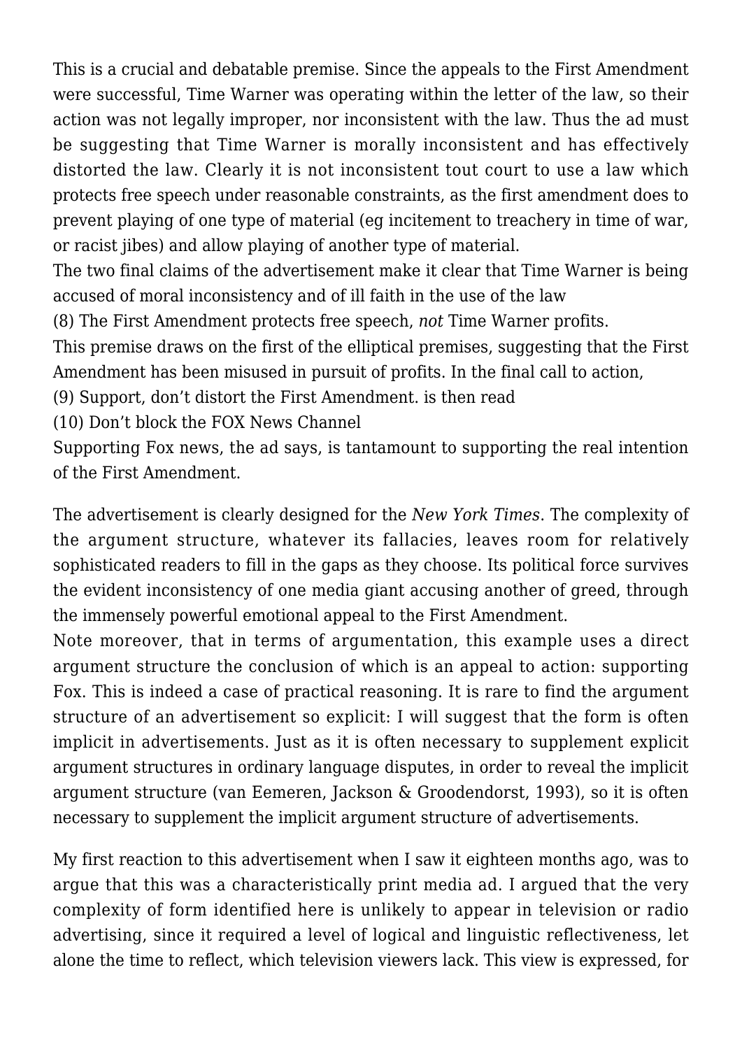This is a crucial and debatable premise. Since the appeals to the First Amendment were successful, Time Warner was operating within the letter of the law, so their action was not legally improper, nor inconsistent with the law. Thus the ad must be suggesting that Time Warner is morally inconsistent and has effectively distorted the law. Clearly it is not inconsistent tout court to use a law which protects free speech under reasonable constraints, as the first amendment does to prevent playing of one type of material (eg incitement to treachery in time of war, or racist jibes) and allow playing of another type of material.

The two final claims of the advertisement make it clear that Time Warner is being accused of moral inconsistency and of ill faith in the use of the law

(8) The First Amendment protects free speech, *not* Time Warner profits.

This premise draws on the first of the elliptical premises, suggesting that the First Amendment has been misused in pursuit of profits. In the final call to action,

(9) Support, don't distort the First Amendment. is then read

(10) Don't block the FOX News Channel

Supporting Fox news, the ad says, is tantamount to supporting the real intention of the First Amendment.

The advertisement is clearly designed for the *New York Times*. The complexity of the argument structure, whatever its fallacies, leaves room for relatively sophisticated readers to fill in the gaps as they choose. Its political force survives the evident inconsistency of one media giant accusing another of greed, through the immensely powerful emotional appeal to the First Amendment.

Note moreover, that in terms of argumentation, this example uses a direct argument structure the conclusion of which is an appeal to action: supporting Fox. This is indeed a case of practical reasoning. It is rare to find the argument structure of an advertisement so explicit: I will suggest that the form is often implicit in advertisements. Just as it is often necessary to supplement explicit argument structures in ordinary language disputes, in order to reveal the implicit argument structure (van Eemeren, Jackson & Groodendorst, 1993), so it is often necessary to supplement the implicit argument structure of advertisements.

My first reaction to this advertisement when I saw it eighteen months ago, was to argue that this was a characteristically print media ad. I argued that the very complexity of form identified here is unlikely to appear in television or radio advertising, since it required a level of logical and linguistic reflectiveness, let alone the time to reflect, which television viewers lack. This view is expressed, for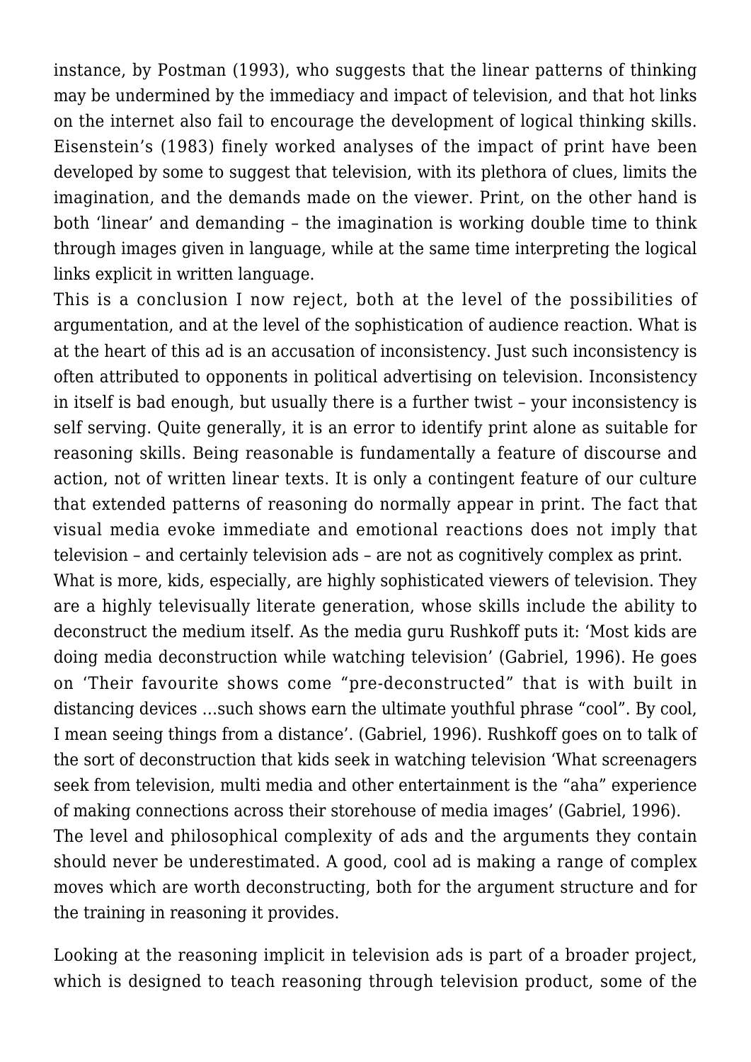instance, by Postman (1993), who suggests that the linear patterns of thinking may be undermined by the immediacy and impact of television, and that hot links on the internet also fail to encourage the development of logical thinking skills. Eisenstein's (1983) finely worked analyses of the impact of print have been developed by some to suggest that television, with its plethora of clues, limits the imagination, and the demands made on the viewer. Print, on the other hand is both 'linear' and demanding – the imagination is working double time to think through images given in language, while at the same time interpreting the logical links explicit in written language.

This is a conclusion I now reject, both at the level of the possibilities of argumentation, and at the level of the sophistication of audience reaction. What is at the heart of this ad is an accusation of inconsistency. Just such inconsistency is often attributed to opponents in political advertising on television. Inconsistency in itself is bad enough, but usually there is a further twist – your inconsistency is self serving. Quite generally, it is an error to identify print alone as suitable for reasoning skills. Being reasonable is fundamentally a feature of discourse and action, not of written linear texts. It is only a contingent feature of our culture that extended patterns of reasoning do normally appear in print. The fact that visual media evoke immediate and emotional reactions does not imply that television – and certainly television ads – are not as cognitively complex as print.

What is more, kids, especially, are highly sophisticated viewers of television. They are a highly televisually literate generation, whose skills include the ability to deconstruct the medium itself. As the media guru Rushkoff puts it: 'Most kids are doing media deconstruction while watching television' (Gabriel, 1996). He goes on 'Their favourite shows come "pre-deconstructed" that is with built in distancing devices …such shows earn the ultimate youthful phrase "cool". By cool, I mean seeing things from a distance'. (Gabriel, 1996). Rushkoff goes on to talk of the sort of deconstruction that kids seek in watching television 'What screenagers seek from television, multi media and other entertainment is the "aha" experience of making connections across their storehouse of media images' (Gabriel, 1996).

The level and philosophical complexity of ads and the arguments they contain should never be underestimated. A good, cool ad is making a range of complex moves which are worth deconstructing, both for the argument structure and for the training in reasoning it provides.

Looking at the reasoning implicit in television ads is part of a broader project, which is designed to teach reasoning through television product, some of the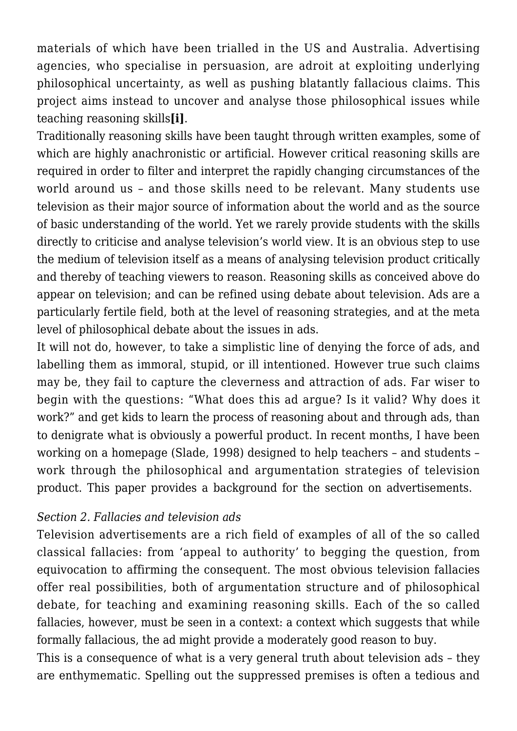materials of which have been trialled in the US and Australia. Advertising agencies, who specialise in persuasion, are adroit at exploiting underlying philosophical uncertainty, as well as pushing blatantly fallacious claims. This project aims instead to uncover and analyse those philosophical issues while teaching reasoning skills**[i]**.

Traditionally reasoning skills have been taught through written examples, some of which are highly anachronistic or artificial. However critical reasoning skills are required in order to filter and interpret the rapidly changing circumstances of the world around us – and those skills need to be relevant. Many students use television as their major source of information about the world and as the source of basic understanding of the world. Yet we rarely provide students with the skills directly to criticise and analyse television's world view. It is an obvious step to use the medium of television itself as a means of analysing television product critically and thereby of teaching viewers to reason. Reasoning skills as conceived above do appear on television; and can be refined using debate about television. Ads are a particularly fertile field, both at the level of reasoning strategies, and at the meta level of philosophical debate about the issues in ads.

It will not do, however, to take a simplistic line of denying the force of ads, and labelling them as immoral, stupid, or ill intentioned. However true such claims may be, they fail to capture the cleverness and attraction of ads. Far wiser to begin with the questions: "What does this ad argue? Is it valid? Why does it work?" and get kids to learn the process of reasoning about and through ads, than to denigrate what is obviously a powerful product. In recent months, I have been working on a homepage (Slade, 1998) designed to help teachers – and students – work through the philosophical and argumentation strategies of television product. This paper provides a background for the section on advertisements.

*Section 2. Fallacies and television ads*

Television advertisements are a rich field of examples of all of the so called classical fallacies: from 'appeal to authority' to begging the question, from equivocation to affirming the consequent. The most obvious television fallacies offer real possibilities, both of argumentation structure and of philosophical debate, for teaching and examining reasoning skills. Each of the so called fallacies, however, must be seen in a context: a context which suggests that while formally fallacious, the ad might provide a moderately good reason to buy.

This is a consequence of what is a very general truth about television ads – they are enthymematic. Spelling out the suppressed premises is often a tedious and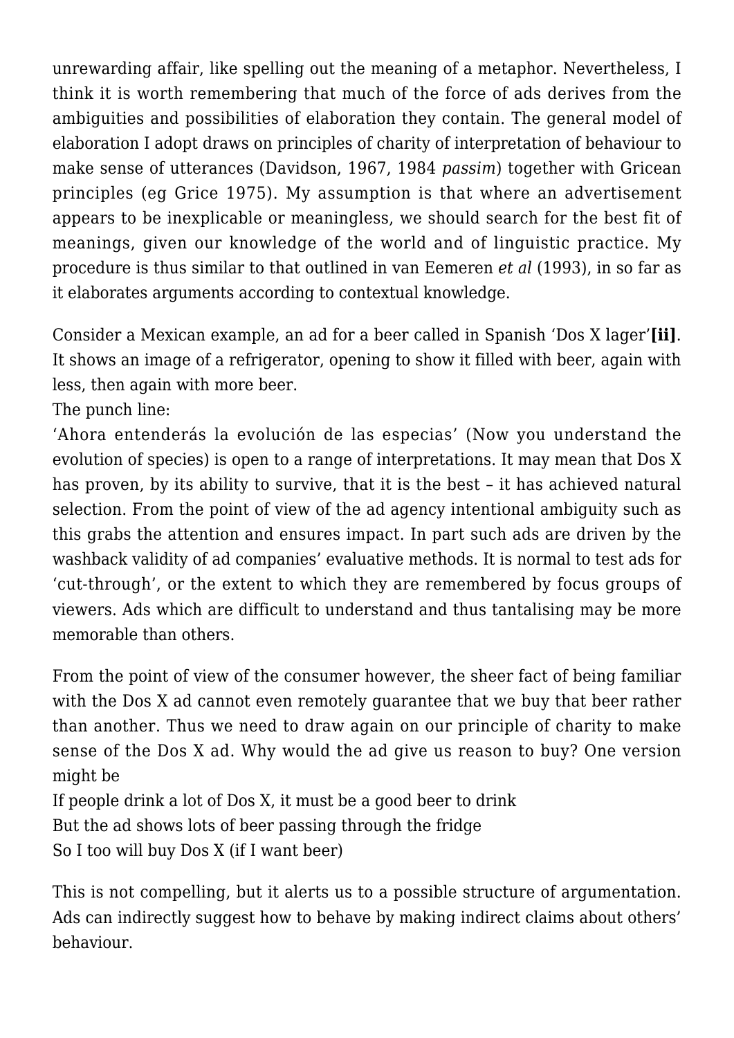unrewarding affair, like spelling out the meaning of a metaphor. Nevertheless, I think it is worth remembering that much of the force of ads derives from the ambiguities and possibilities of elaboration they contain. The general model of elaboration I adopt draws on principles of charity of interpretation of behaviour to make sense of utterances (Davidson, 1967, 1984 *passim*) together with Gricean principles (eg Grice 1975). My assumption is that where an advertisement appears to be inexplicable or meaningless, we should search for the best fit of meanings, given our knowledge of the world and of linguistic practice. My procedure is thus similar to that outlined in van Eemeren *et al* (1993), in so far as it elaborates arguments according to contextual knowledge.

Consider a Mexican example, an ad for a beer called in Spanish 'Dos X lager'**[ii]**. It shows an image of a refrigerator, opening to show it filled with beer, again with less, then again with more beer.
The punch line:
'Ahora entenderás la evolución de las especias' (Now you understand the evolution of species) is open to a range of interpretations. It may mean that Dos X has proven, by its ability to survive, that it is the best – it has achieved natural selection. From the point of view of the ad agency intentional ambiguity such as this grabs the attention and ensures impact. In part such ads are driven by the washback validity of ad companies' evaluative methods. It is normal to test ads for 'cut-through', or the extent to which they are remembered by focus groups of viewers. Ads which are difficult to understand and thus tantalising may be more memorable than others.

From the point of view of the consumer however, the sheer fact of being familiar with the Dos X ad cannot even remotely guarantee that we buy that beer rather than another. Thus we need to draw again on our principle of charity to make sense of the Dos X ad. Why would the ad give us reason to buy? One version might be
If people drink a lot of Dos X, it must be a good beer to drink
But the ad shows lots of beer passing through the fridge
So I too will buy Dos X (if I want beer)

This is not compelling, but it alerts us to a possible structure of argumentation. Ads can indirectly suggest how to behave by making indirect claims about others' behaviour.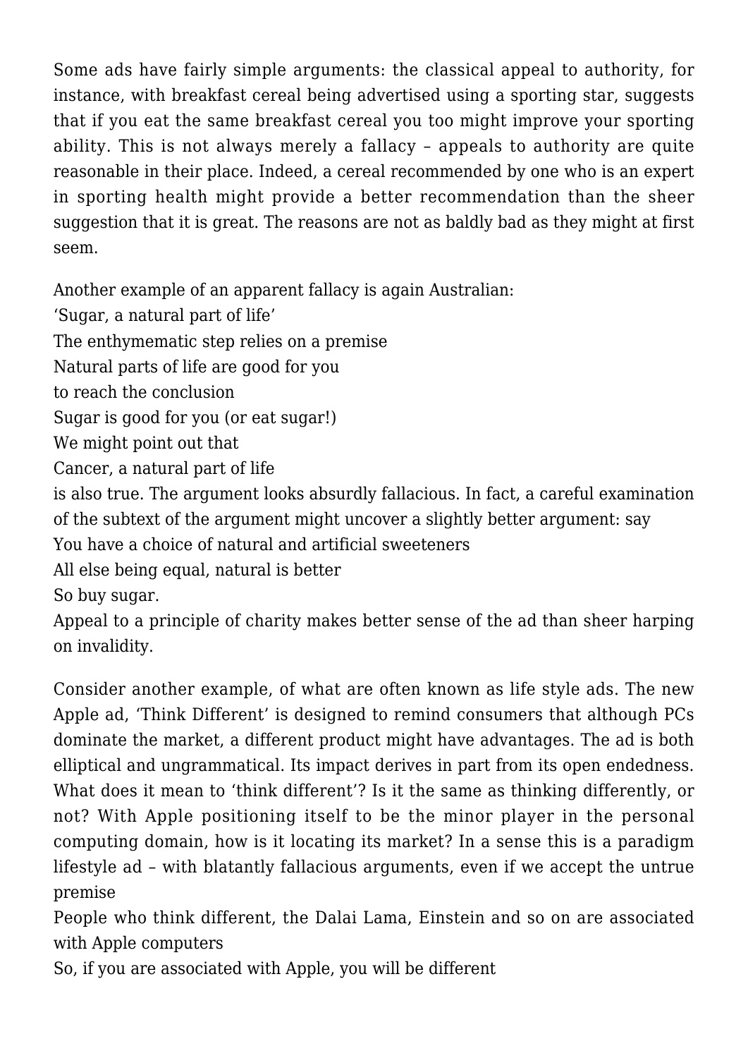Some ads have fairly simple arguments: the classical appeal to authority, for instance, with breakfast cereal being advertised using a sporting star, suggests that if you eat the same breakfast cereal you too might improve your sporting ability. This is not always merely a fallacy – appeals to authority are quite reasonable in their place. Indeed, a cereal recommended by one who is an expert in sporting health might provide a better recommendation than the sheer suggestion that it is great. The reasons are not as baldly bad as they might at first seem.

Another example of an apparent fallacy is again Australian:

'Sugar, a natural part of life'

The enthymematic step relies on a premise

Natural parts of life are good for you

to reach the conclusion

Sugar is good for you (or eat sugar!)

We might point out that

Cancer, a natural part of life

is also true. The argument looks absurdly fallacious. In fact, a careful examination of the subtext of the argument might uncover a slightly better argument: say

You have a choice of natural and artificial sweeteners

All else being equal, natural is better

So buy sugar.

Appeal to a principle of charity makes better sense of the ad than sheer harping on invalidity.

Consider another example, of what are often known as life style ads. The new Apple ad, 'Think Different' is designed to remind consumers that although PCs dominate the market, a different product might have advantages. The ad is both elliptical and ungrammatical. Its impact derives in part from its open endedness. What does it mean to 'think different'? Is it the same as thinking differently, or not? With Apple positioning itself to be the minor player in the personal computing domain, how is it locating its market? In a sense this is a paradigm lifestyle ad – with blatantly fallacious arguments, even if we accept the untrue premise

People who think different, the Dalai Lama, Einstein and so on are associated with Apple computers

So, if you are associated with Apple, you will be different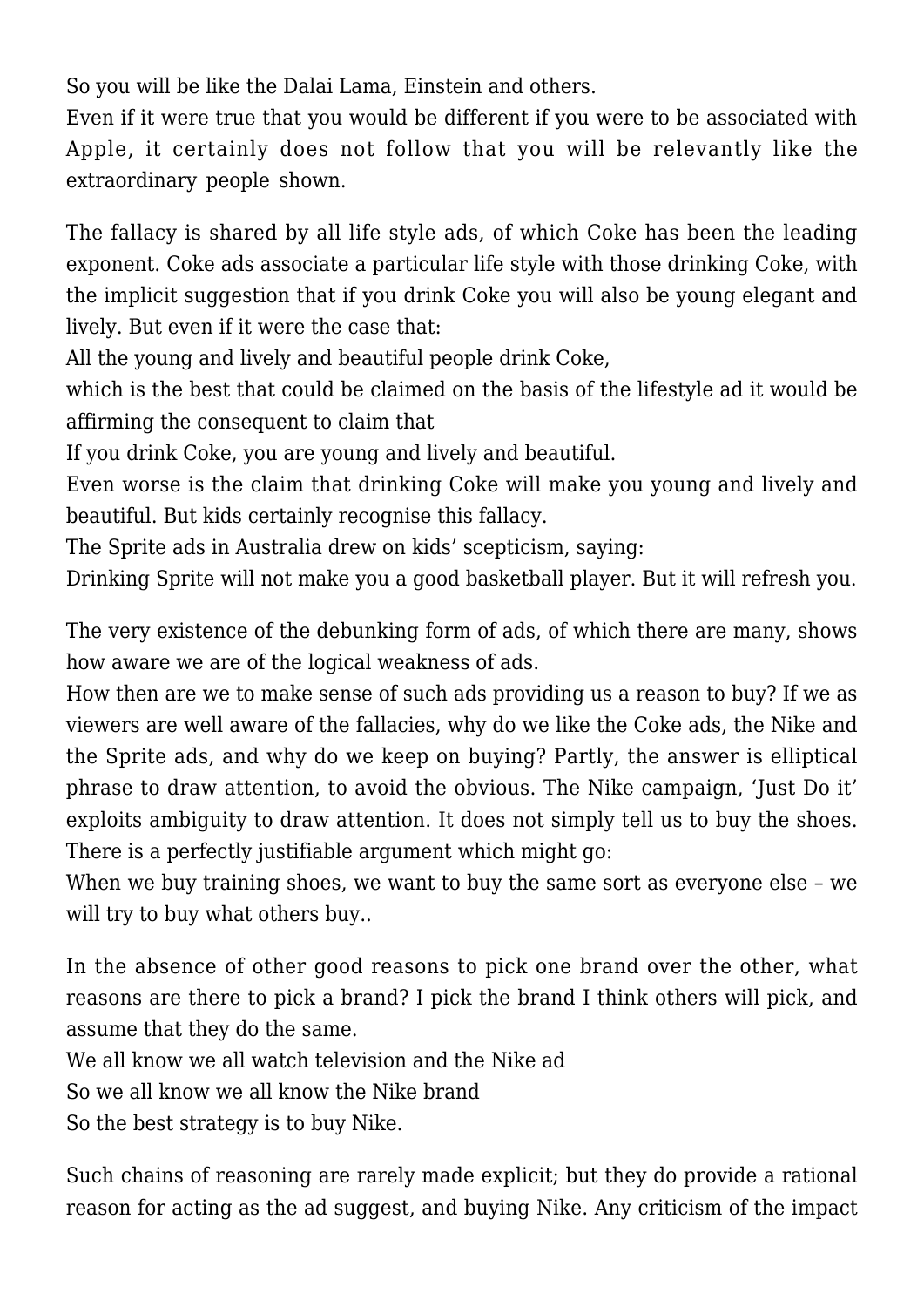So you will be like the Dalai Lama, Einstein and others.

Even if it were true that you would be different if you were to be associated with Apple, it certainly does not follow that you will be relevantly like the extraordinary people shown.

The fallacy is shared by all life style ads, of which Coke has been the leading exponent. Coke ads associate a particular life style with those drinking Coke, with the implicit suggestion that if you drink Coke you will also be young elegant and lively. But even if it were the case that:

All the young and lively and beautiful people drink Coke,

which is the best that could be claimed on the basis of the lifestyle ad it would be affirming the consequent to claim that

If you drink Coke, you are young and lively and beautiful.

Even worse is the claim that drinking Coke will make you young and lively and beautiful. But kids certainly recognise this fallacy.

The Sprite ads in Australia drew on kids' scepticism, saying:

Drinking Sprite will not make you a good basketball player. But it will refresh you.

The very existence of the debunking form of ads, of which there are many, shows how aware we are of the logical weakness of ads.

How then are we to make sense of such ads providing us a reason to buy? If we as viewers are well aware of the fallacies, why do we like the Coke ads, the Nike and the Sprite ads, and why do we keep on buying? Partly, the answer is elliptical phrase to draw attention, to avoid the obvious. The Nike campaign, 'Just Do it' exploits ambiguity to draw attention. It does not simply tell us to buy the shoes. There is a perfectly justifiable argument which might go:

When we buy training shoes, we want to buy the same sort as everyone else – we will try to buy what others buy..

In the absence of other good reasons to pick one brand over the other, what reasons are there to pick a brand? I pick the brand I think others will pick, and assume that they do the same.

We all know we all watch television and the Nike ad

So we all know we all know the Nike brand

So the best strategy is to buy Nike.

Such chains of reasoning are rarely made explicit; but they do provide a rational reason for acting as the ad suggest, and buying Nike. Any criticism of the impact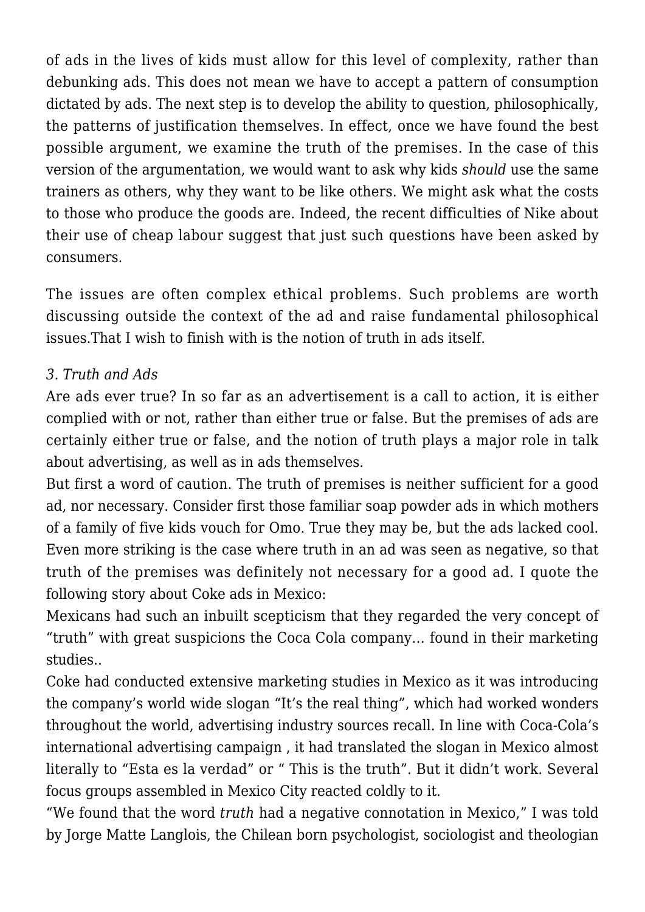of ads in the lives of kids must allow for this level of complexity, rather than debunking ads. This does not mean we have to accept a pattern of consumption dictated by ads. The next step is to develop the ability to question, philosophically, the patterns of justification themselves. In effect, once we have found the best possible argument, we examine the truth of the premises. In the case of this version of the argumentation, we would want to ask why kids *should* use the same trainers as others, why they want to be like others. We might ask what the costs to those who produce the goods are. Indeed, the recent difficulties of Nike about their use of cheap labour suggest that just such questions have been asked by consumers.

The issues are often complex ethical problems. Such problems are worth discussing outside the context of the ad and raise fundamental philosophical issues.That I wish to finish with is the notion of truth in ads itself.

### *3. Truth and Ads*

Are ads ever true? In so far as an advertisement is a call to action, it is either complied with or not, rather than either true or false. But the premises of ads are certainly either true or false, and the notion of truth plays a major role in talk about advertising, as well as in ads themselves.

But first a word of caution. The truth of premises is neither sufficient for a good ad, nor necessary. Consider first those familiar soap powder ads in which mothers of a family of five kids vouch for Omo. True they may be, but the ads lacked cool. Even more striking is the case where truth in an ad was seen as negative, so that truth of the premises was definitely not necessary for a good ad. I quote the following story about Coke ads in Mexico:

Mexicans had such an inbuilt scepticism that they regarded the very concept of "truth" with great suspicions the Coca Cola company… found in their marketing studies..

Coke had conducted extensive marketing studies in Mexico as it was introducing the company's world wide slogan "It's the real thing", which had worked wonders throughout the world, advertising industry sources recall. In line with Coca-Cola's international advertising campaign , it had translated the slogan in Mexico almost literally to "Esta es la verdad" or " This is the truth". But it didn't work. Several focus groups assembled in Mexico City reacted coldly to it.

"We found that the word *truth* had a negative connotation in Mexico," I was told by Jorge Matte Langlois, the Chilean born psychologist, sociologist and theologian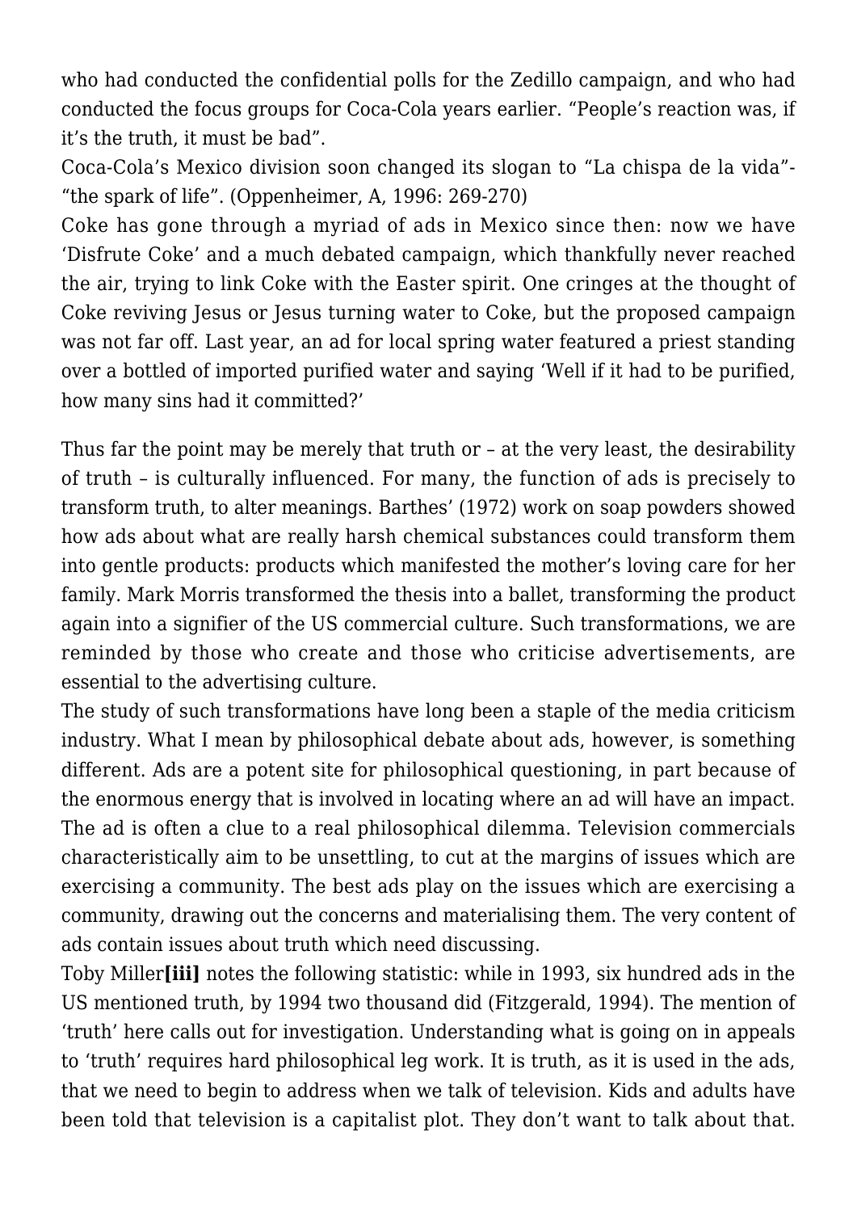who had conducted the confidential polls for the Zedillo campaign, and who had conducted the focus groups for Coca-Cola years earlier. "People's reaction was, if it's the truth, it must be bad".

Coca-Cola's Mexico division soon changed its slogan to "La chispa de la vida"- "the spark of life". (Oppenheimer, A, 1996: 269-270)

Coke has gone through a myriad of ads in Mexico since then: now we have 'Disfrute Coke' and a much debated campaign, which thankfully never reached the air, trying to link Coke with the Easter spirit. One cringes at the thought of Coke reviving Jesus or Jesus turning water to Coke, but the proposed campaign was not far off. Last year, an ad for local spring water featured a priest standing over a bottled of imported purified water and saying 'Well if it had to be purified, how many sins had it committed?'

Thus far the point may be merely that truth or – at the very least, the desirability of truth – is culturally influenced. For many, the function of ads is precisely to transform truth, to alter meanings. Barthes' (1972) work on soap powders showed how ads about what are really harsh chemical substances could transform them into gentle products: products which manifested the mother's loving care for her family. Mark Morris transformed the thesis into a ballet, transforming the product again into a signifier of the US commercial culture. Such transformations, we are reminded by those who create and those who criticise advertisements, are essential to the advertising culture.

The study of such transformations have long been a staple of the media criticism industry. What I mean by philosophical debate about ads, however, is something different. Ads are a potent site for philosophical questioning, in part because of the enormous energy that is involved in locating where an ad will have an impact. The ad is often a clue to a real philosophical dilemma. Television commercials characteristically aim to be unsettling, to cut at the margins of issues which are exercising a community. The best ads play on the issues which are exercising a community, drawing out the concerns and materialising them. The very content of ads contain issues about truth which need discussing.

Toby Miller**[iii]** notes the following statistic: while in 1993, six hundred ads in the US mentioned truth, by 1994 two thousand did (Fitzgerald, 1994). The mention of 'truth' here calls out for investigation. Understanding what is going on in appeals to 'truth' requires hard philosophical leg work. It is truth, as it is used in the ads, that we need to begin to address when we talk of television. Kids and adults have been told that television is a capitalist plot. They don't want to talk about that.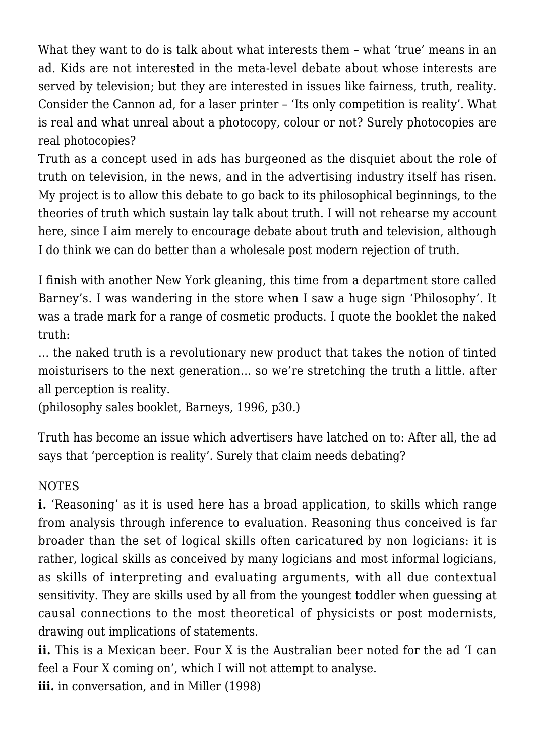What they want to do is talk about what interests them – what 'true' means in an ad. Kids are not interested in the meta-level debate about whose interests are served by television; but they are interested in issues like fairness, truth, reality. Consider the Cannon ad, for a laser printer – 'Its only competition is reality'. What is real and what unreal about a photocopy, colour or not? Surely photocopies are real photocopies?

Truth as a concept used in ads has burgeoned as the disquiet about the role of truth on television, in the news, and in the advertising industry itself has risen. My project is to allow this debate to go back to its philosophical beginnings, to the theories of truth which sustain lay talk about truth. I will not rehearse my account here, since I aim merely to encourage debate about truth and television, although I do think we can do better than a wholesale post modern rejection of truth.

I finish with another New York gleaning, this time from a department store called Barney's. I was wandering in the store when I saw a huge sign 'Philosophy'. It was a trade mark for a range of cosmetic products. I quote the booklet the naked truth:

… the naked truth is a revolutionary new product that takes the notion of tinted moisturisers to the next generation… so we're stretching the truth a little. after all perception is reality.

(philosophy sales booklet, Barneys, 1996, p30.)

Truth has become an issue which advertisers have latched on to: After all, the ad says that 'perception is reality'. Surely that claim needs debating?

NOTES

**i.** 'Reasoning' as it is used here has a broad application, to skills which range from analysis through inference to evaluation. Reasoning thus conceived is far broader than the set of logical skills often caricatured by non logicians: it is rather, logical skills as conceived by many logicians and most informal logicians, as skills of interpreting and evaluating arguments, with all due contextual sensitivity. They are skills used by all from the youngest toddler when guessing at causal connections to the most theoretical of physicists or post modernists, drawing out implications of statements.

**ii.** This is a Mexican beer. Four X is the Australian beer noted for the ad 'I can feel a Four X coming on', which I will not attempt to analyse.

**iii.** in conversation, and in Miller (1998)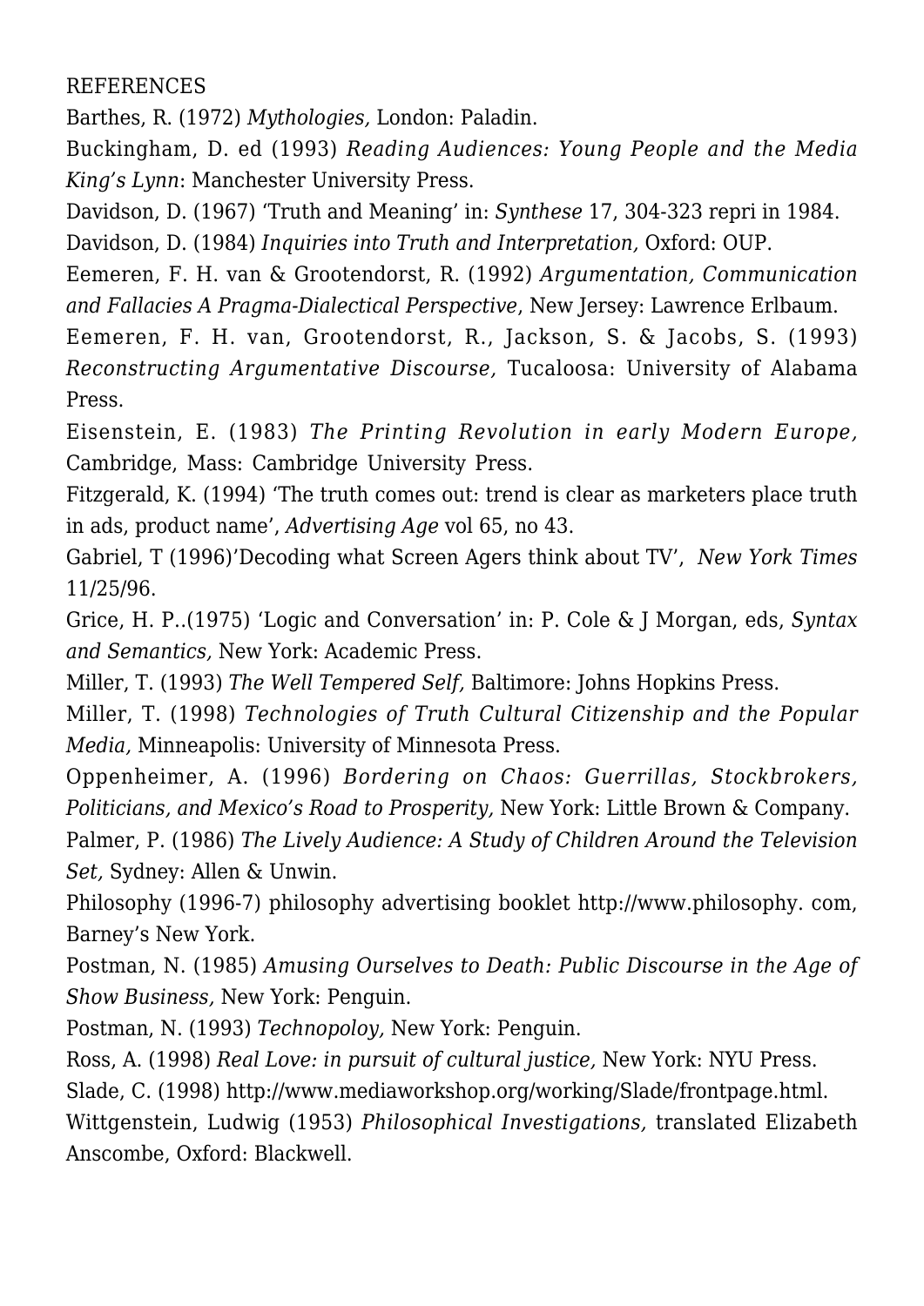REFERENCES

Barthes, R. (1972) *Mythologies,* London: Paladin.

Buckingham, D. ed (1993) *Reading Audiences: Young People and the Media King's Lynn*: Manchester University Press.

Davidson, D. (1967) 'Truth and Meaning' in: *Synthese* 17, 304-323 repri in 1984.

Davidson, D. (1984) *Inquiries into Truth and Interpretation,* Oxford: OUP.

Eemeren, F. H. van & Grootendorst, R. (1992) *Argumentation, Communication and Fallacies A Pragma-Dialectical Perspective*, New Jersey: Lawrence Erlbaum.

Eemeren, F. H. van, Grootendorst, R., Jackson, S. & Jacobs, S. (1993) *Reconstructing Argumentative Discourse,* Tucaloosa: University of Alabama Press.

Eisenstein, E. (1983) *The Printing Revolution in early Modern Europe,* Cambridge, Mass: Cambridge University Press.

Fitzgerald, K. (1994) 'The truth comes out: trend is clear as marketers place truth in ads, product name', *Advertising Age* vol 65, no 43.

Gabriel, T (1996)'Decoding what Screen Agers think about TV', *New York Times* 11/25/96.

Grice, H. P..(1975) 'Logic and Conversation' in: P. Cole & J Morgan, eds, *Syntax and Semantics,* New York: Academic Press.

Miller, T. (1993) *The Well Tempered Self,* Baltimore: Johns Hopkins Press.

Miller, T. (1998) *Technologies of Truth Cultural Citizenship and the Popular Media,* Minneapolis: University of Minnesota Press.

Oppenheimer, A. (1996) *Bordering on Chaos: Guerrillas, Stockbrokers, Politicians, and Mexico's Road to Prosperity,* New York: Little Brown & Company.

Palmer, P. (1986) *The Lively Audience: A Study of Children Around the Television Set,* Sydney: Allen & Unwin.

Philosophy (1996-7) philosophy advertising booklet http://www.philosophy. com, Barney's New York.

Postman, N. (1985) *Amusing Ourselves to Death: Public Discourse in the Age of Show Business,* New York: Penguin.

Postman, N. (1993) *Technopoloy,* New York: Penguin.

Ross, A. (1998) *Real Love: in pursuit of cultural justice,* New York: NYU Press.

Slade, C. (1998) http://www.mediaworkshop.org/working/Slade/frontpage.html.

Wittgenstein, Ludwig (1953) *Philosophical Investigations,* translated Elizabeth Anscombe, Oxford: Blackwell.